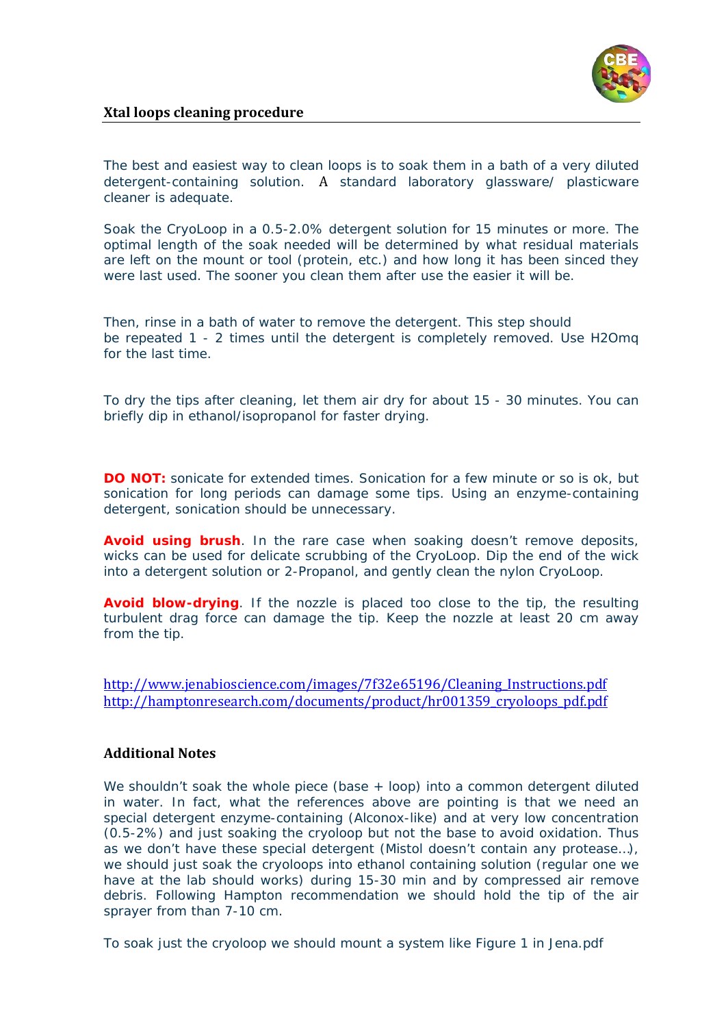## Xtal loops cleaning procedure

The best and easiest way to clean loops is to soak them in a bath of a very diluted detergent-containing solution. A standard laboratory glassware/ plasticware cleaner is adequate.

Soak the CryoLoop in a 0.5-2.0% detergent solution for 15 minutes or more. The optimal length of the soak needed will be determined by what residual materials are left on the mount or tool (protein, etc.) and how long it has been sinced they were last used. The sooner you clean them after use the easier it will be.

Then, rinse in a bath of water to remove the detergent. This step should be repeated 1 - 2 times until the detergent is completely removed. Use H2Omq for the last time.

To dry the tips after cleaning, let them air dry for about 15 - 30 minutes. You can briefly dip in ethanol/isopropanol for faster drying.

**DO NOT:** sonicate for extended times. Sonication for a few minute or so is ok, but sonication for long periods can damage some tips. Using an enzyme-containing detergent, sonication should be unnecessary.

**Avoid using brush**. In the rare case when soaking doesn't remove deposits, wicks can be used for delicate scrubbing of the CryoLoop. Dip the end of the wick into a detergent solution or 2-Propanol, and gently clean the nylon CryoLoop.

**Avoid blow-drying**. If the nozzle is placed too close to the tip, the resulting turbulent drag force can damage the tip. Keep the nozzle at least 20 cm away from the tip.

http://www.jenabioscience.com/images/7f32e65196/Cleaning_Instructions.pdf
http://hamptonresearch.com/documents/product/hr001359_cryoloops_pdf.pdf

### Additional Notes

We shouldn't soak the whole piece (base + loop) into a common detergent diluted in water. In fact, what the references above are pointing is that we need an special detergent enzyme-containing (Alconox-like) and at very low concentration (0.5-2%) and just soaking the cryoloop but not the base to avoid oxidation. Thus as we don't have these special detergent (Mistol doesn't contain any protease…), we should just soak the cryoloops into ethanol containing solution (regular one we have at the lab should works) during 15-30 min and by compressed air remove debris. Following Hampton recommendation we should hold the tip of the air sprayer from than 7-10 cm.

To soak just the cryoloop we should mount a system like Figure 1 in Jena.pdf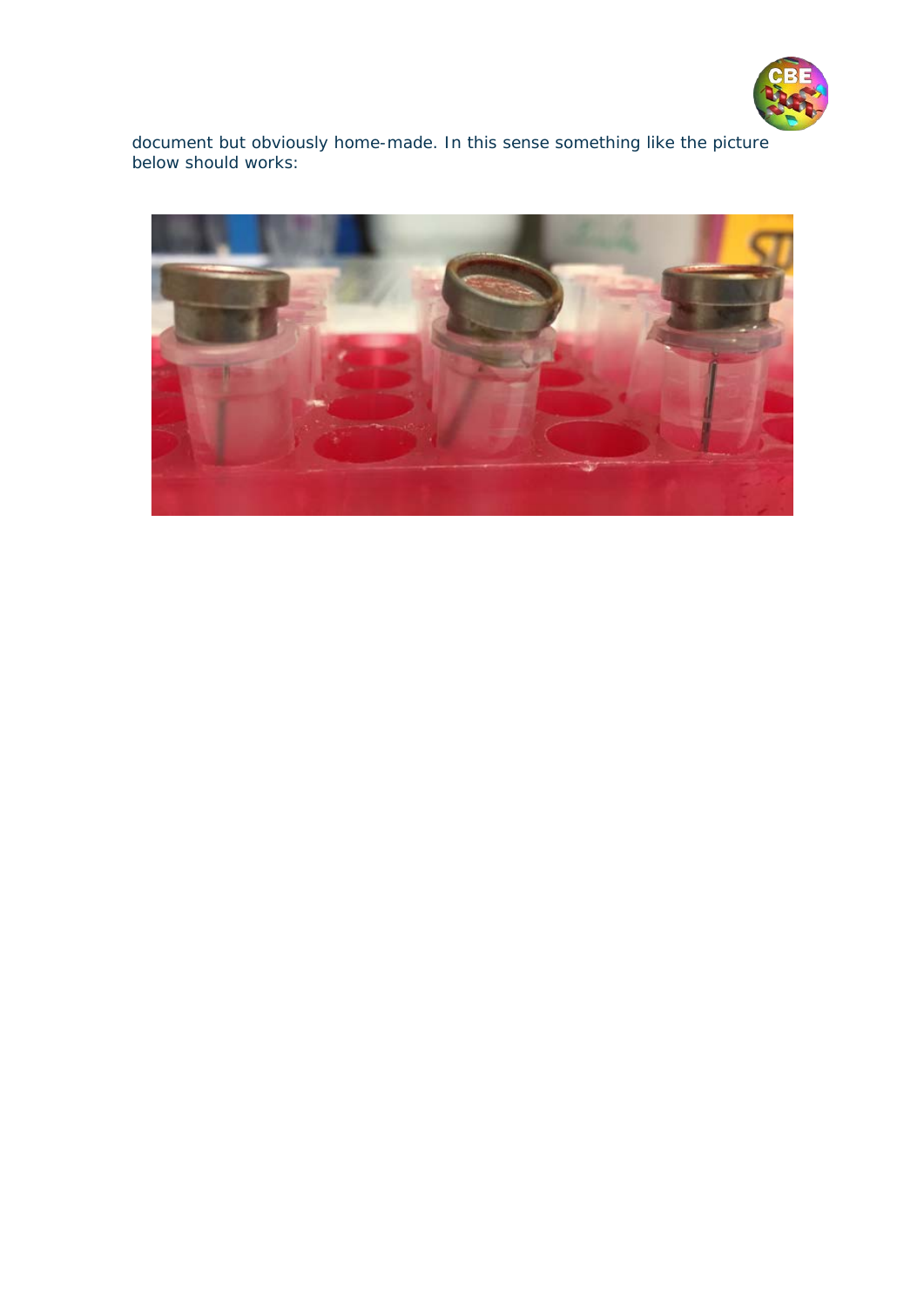document but obviously home-made. In this sense something like the picture below should works: